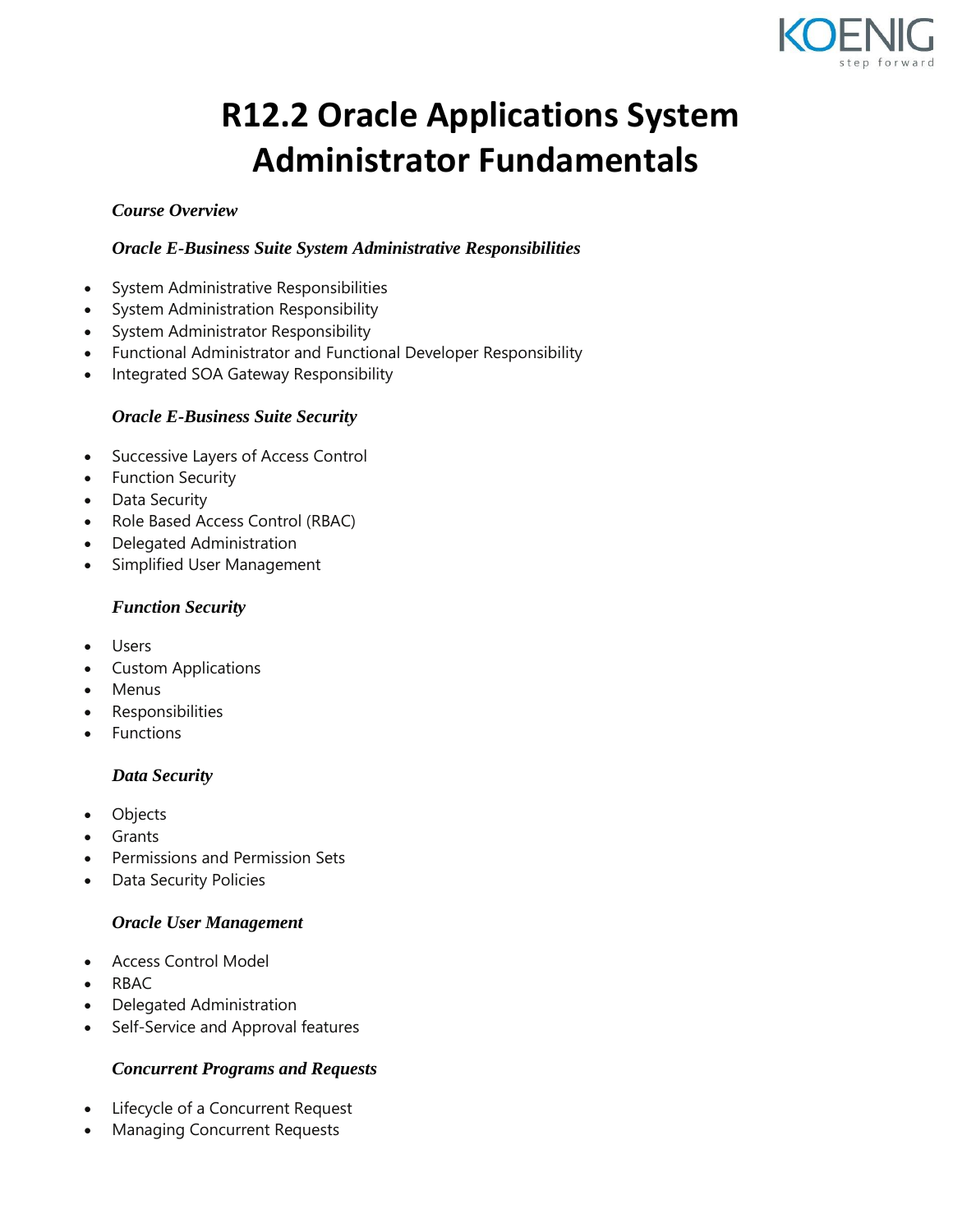# R12.2 Oracle Applications System Administrator Fundamentals

***Course Overview***

***Oracle E-Business Suite System Administrative Responsibilities***

- System Administrative Responsibilities
- System Administration Responsibility
- System Administrator Responsibility
- Functional Administrator and Functional Developer Responsibility
- Integrated SOA Gateway Responsibility

***Oracle E-Business Suite Security***

- Successive Layers of Access Control
- Function Security
- Data Security
- Role Based Access Control (RBAC)
- Delegated Administration
- Simplified User Management

***Function Security***

- Users
- Custom Applications
- Menus
- Responsibilities
- Functions

***Data Security***

- Objects
- Grants
- Permissions and Permission Sets
- Data Security Policies

***Oracle User Management***

- Access Control Model
- RBAC
- Delegated Administration
- Self-Service and Approval features

***Concurrent Programs and Requests***

- Lifecycle of a Concurrent Request
- Managing Concurrent Requests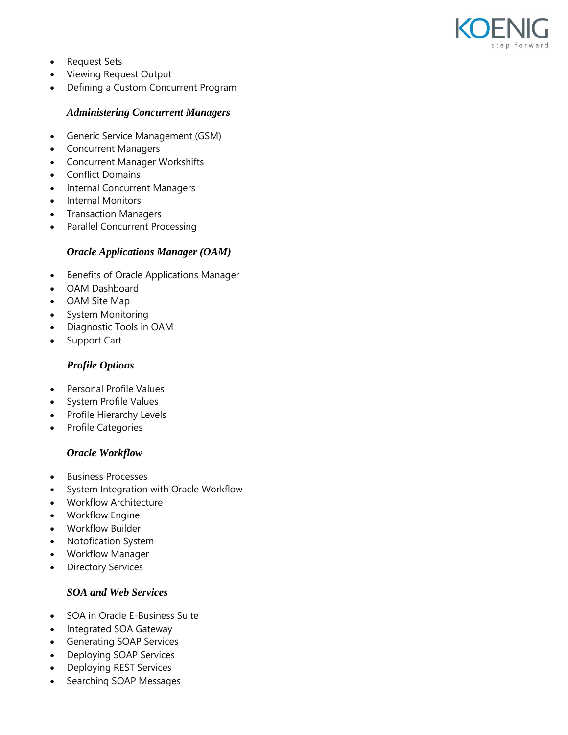- Request Sets
- Viewing Request Output
- Defining a Custom Concurrent Program

### *Administering Concurrent Managers*

- Generic Service Management (GSM)
- Concurrent Managers
- Concurrent Manager Workshifts
- Conflict Domains
- Internal Concurrent Managers
- Internal Monitors
- Transaction Managers
- Parallel Concurrent Processing

### *Oracle Applications Manager (OAM)*

- Benefits of Oracle Applications Manager
- OAM Dashboard
- OAM Site Map
- System Monitoring
- Diagnostic Tools in OAM
- Support Cart

### *Profile Options*

- Personal Profile Values
- System Profile Values
- Profile Hierarchy Levels
- Profile Categories

### *Oracle Workflow*

- Business Processes
- System Integration with Oracle Workflow
- Workflow Architecture
- Workflow Engine
- Workflow Builder
- Notofication System
- Workflow Manager
- Directory Services

### *SOA and Web Services*

- SOA in Oracle E-Business Suite
- Integrated SOA Gateway
- Generating SOAP Services
- Deploying SOAP Services
- Deploying REST Services
- Searching SOAP Messages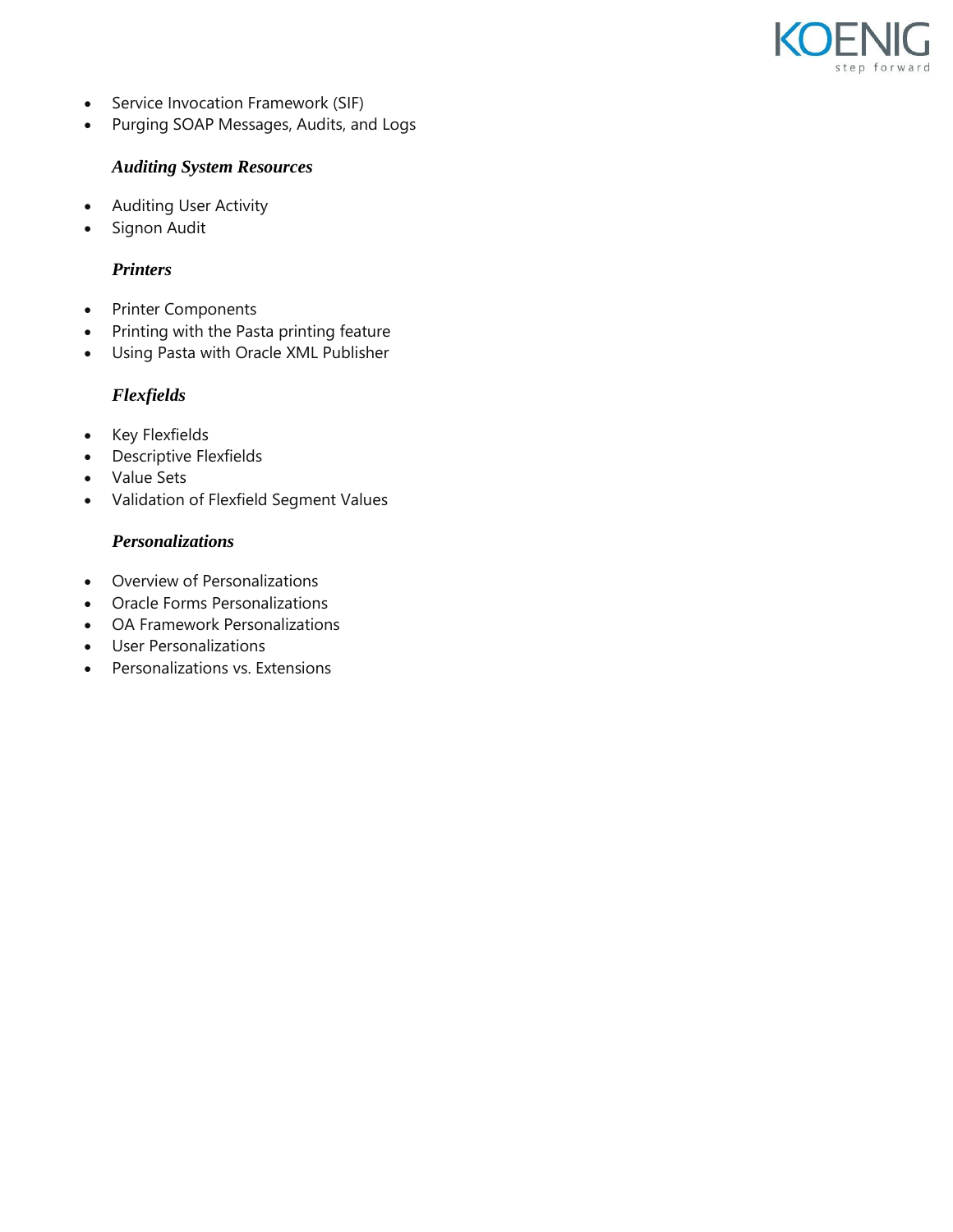- Service Invocation Framework (SIF)
- Purging SOAP Messages, Audits, and Logs

### *Auditing System Resources*

- Auditing User Activity
- Signon Audit

### *Printers*

- Printer Components
- Printing with the Pasta printing feature
- Using Pasta with Oracle XML Publisher

### *Flexfields*

- Key Flexfields
- Descriptive Flexfields
- Value Sets
- Validation of Flexfield Segment Values

### *Personalizations*

- Overview of Personalizations
- Oracle Forms Personalizations
- OA Framework Personalizations
- User Personalizations
- Personalizations vs. Extensions